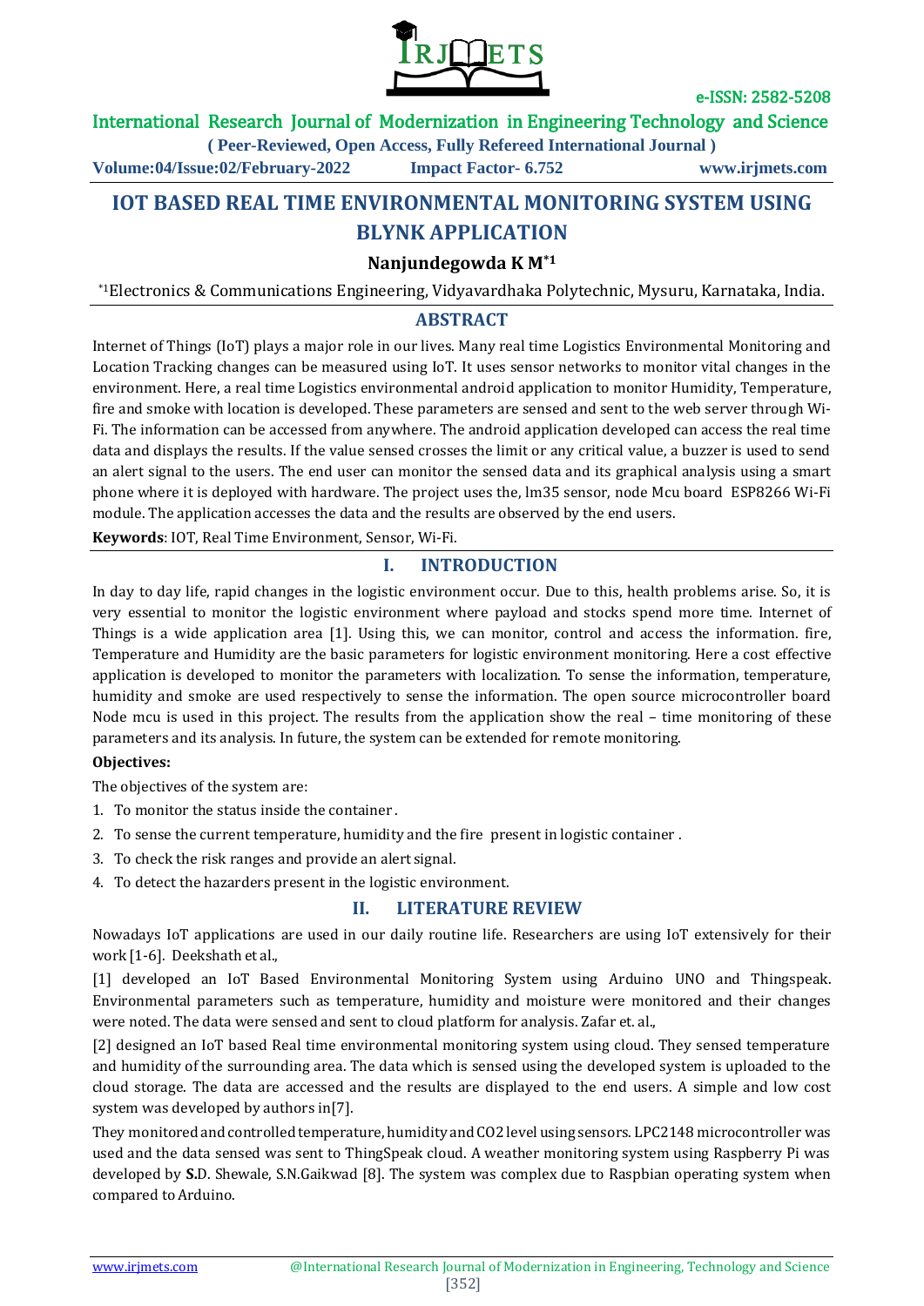# IOT BASED REAL TIME ENVIRONMENTAL MONITORING SYSTEM USING BLYNK APPLICATION

**Nanjundegowda K M*1**

*1Electronics & Communications Engineering, Vidyavardhaka Polytechnic, Mysuru, Karnataka, India.

## ABSTRACT

Internet of Things (IoT) plays a major role in our lives. Many real time Logistics Environmental Monitoring and Location Tracking changes can be measured using IoT. It uses sensor networks to monitor vital changes in the environment. Here, a real time Logistics environmental android application to monitor Humidity, Temperature, fire and smoke with location is developed. These parameters are sensed and sent to the web server through Wi-Fi. The information can be accessed from anywhere. The android application developed can access the real time data and displays the results. If the value sensed crosses the limit or any critical value, a buzzer is used to send an alert signal to the users. The end user can monitor the sensed data and its graphical analysis using a smart phone where it is deployed with hardware. The project uses the, lm35 sensor, node Mcu board ESP8266 Wi-Fi module. The application accesses the data and the results are observed by the end users.

**Keywords**: IOT, Real Time Environment, Sensor, Wi-Fi.

## I. INTRODUCTION

In day to day life, rapid changes in the logistic environment occur. Due to this, health problems arise. So, it is very essential to monitor the logistic environment where payload and stocks spend more time. Internet of Things is a wide application area [1]. Using this, we can monitor, control and access the information. fire, Temperature and Humidity are the basic parameters for logistic environment monitoring. Here a cost effective application is developed to monitor the parameters with localization. To sense the information, temperature, humidity and smoke are used respectively to sense the information. The open source microcontroller board Node mcu is used in this project. The results from the application show the real – time monitoring of these parameters and its analysis. In future, the system can be extended for remote monitoring.

**Objectives:**

The objectives of the system are:

1. To monitor the status inside the container .
2. To sense the current temperature, humidity and the fire present in logistic container .
3. To check the risk ranges and provide an alert signal.
4. To detect the hazarders present in the logistic environment.

## II. LITERATURE REVIEW

Nowadays IoT applications are used in our daily routine life. Researchers are using IoT extensively for their work [1-6]. Deekshath et al.,

[1] developed an IoT Based Environmental Monitoring System using Arduino UNO and Thingspeak. Environmental parameters such as temperature, humidity and moisture were monitored and their changes were noted. The data were sensed and sent to cloud platform for analysis. Zafar et. al.,

[2] designed an IoT based Real time environmental monitoring system using cloud. They sensed temperature and humidity of the surrounding area. The data which is sensed using the developed system is uploaded to the cloud storage. The data are accessed and the results are displayed to the end users. A simple and low cost system was developed by authors in[7].

They monitored and controlled temperature, humidity and CO2 level using sensors. LPC2148 microcontroller was used and the data sensed was sent to ThingSpeak cloud. A weather monitoring system using Raspberry Pi was developed by **S.**D. Shewale, S.N.Gaikwad [8]. The system was complex due to Raspbian operating system when compared to Arduino.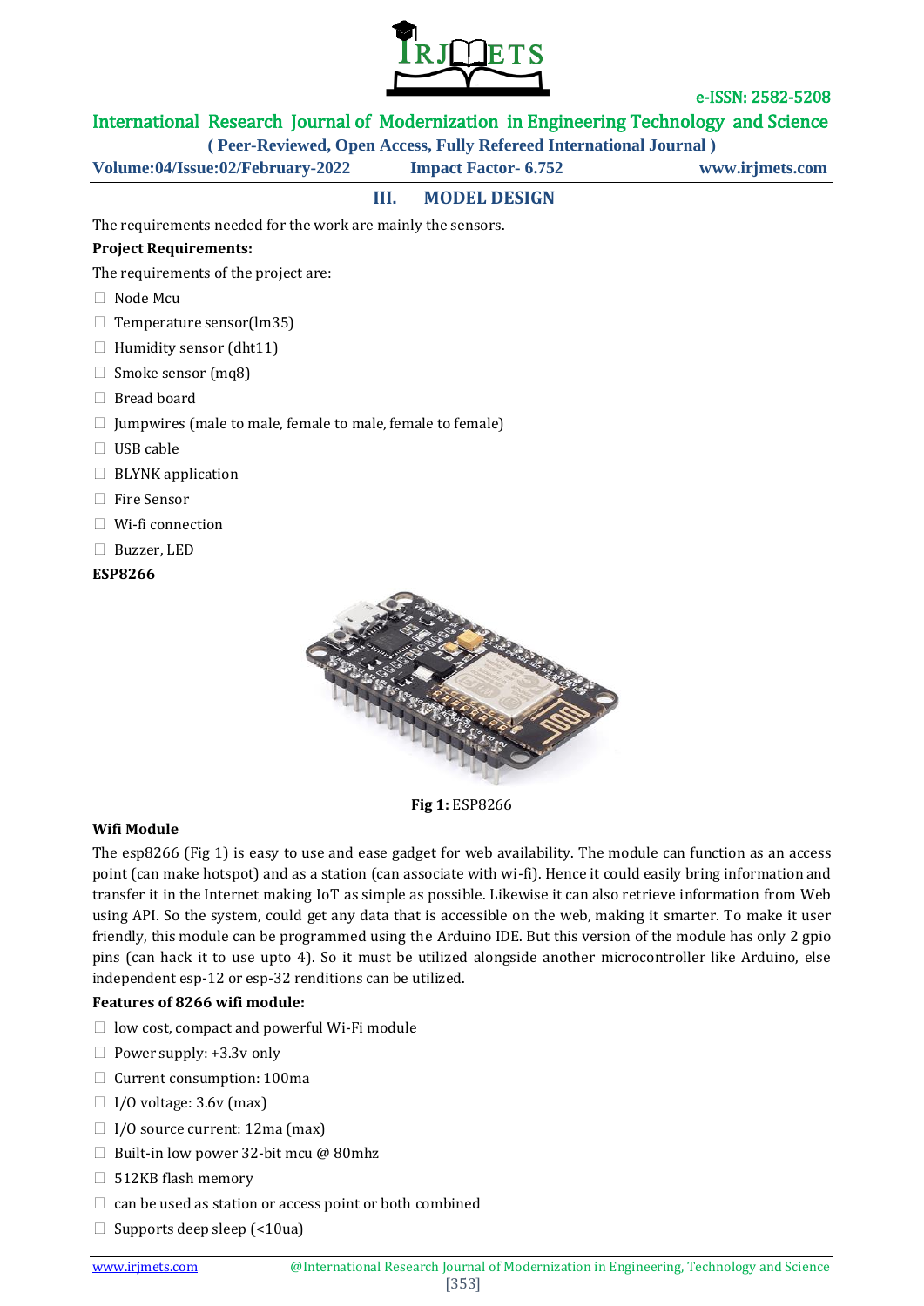## III. MODEL DESIGN

The requirements needed for the work are mainly the sensors.

**Project Requirements:**

The requirements of the project are:

- Node Mcu
- Temperature sensor(lm35)
- Humidity sensor (dht11)
- Smoke sensor (mq8)
- Bread board
- Jumpwires (male to male, female to male, female to female)
- USB cable
- BLYNK application
- Fire Sensor
- Wi-fi connection
- Buzzer, LED

**ESP8266**

**Fig 1:** ESP8266

**Wifi Module**

The esp8266 (Fig 1) is easy to use and ease gadget for web availability. The module can function as an access point (can make hotspot) and as a station (can associate with wi-fi). Hence it could easily bring information and transfer it in the Internet making IoT as simple as possible. Likewise it can also retrieve information from Web using API. So the system, could get any data that is accessible on the web, making it smarter. To make it user friendly, this module can be programmed using the Arduino IDE. But this version of the module has only 2 gpio pins (can hack it to use upto 4). So it must be utilized alongside another microcontroller like Arduino, else independent esp-12 or esp-32 renditions can be utilized.

**Features of 8266 wifi module:**

- low cost, compact and powerful Wi-Fi module
- Power supply: +3.3v only
- Current consumption: 100ma
- I/O voltage: 3.6v (max)
- I/O source current: 12ma (max)
- Built-in low power 32-bit mcu @ 80mhz
- 512KB flash memory
- can be used as station or access point or both combined
- Supports deep sleep (<10ua)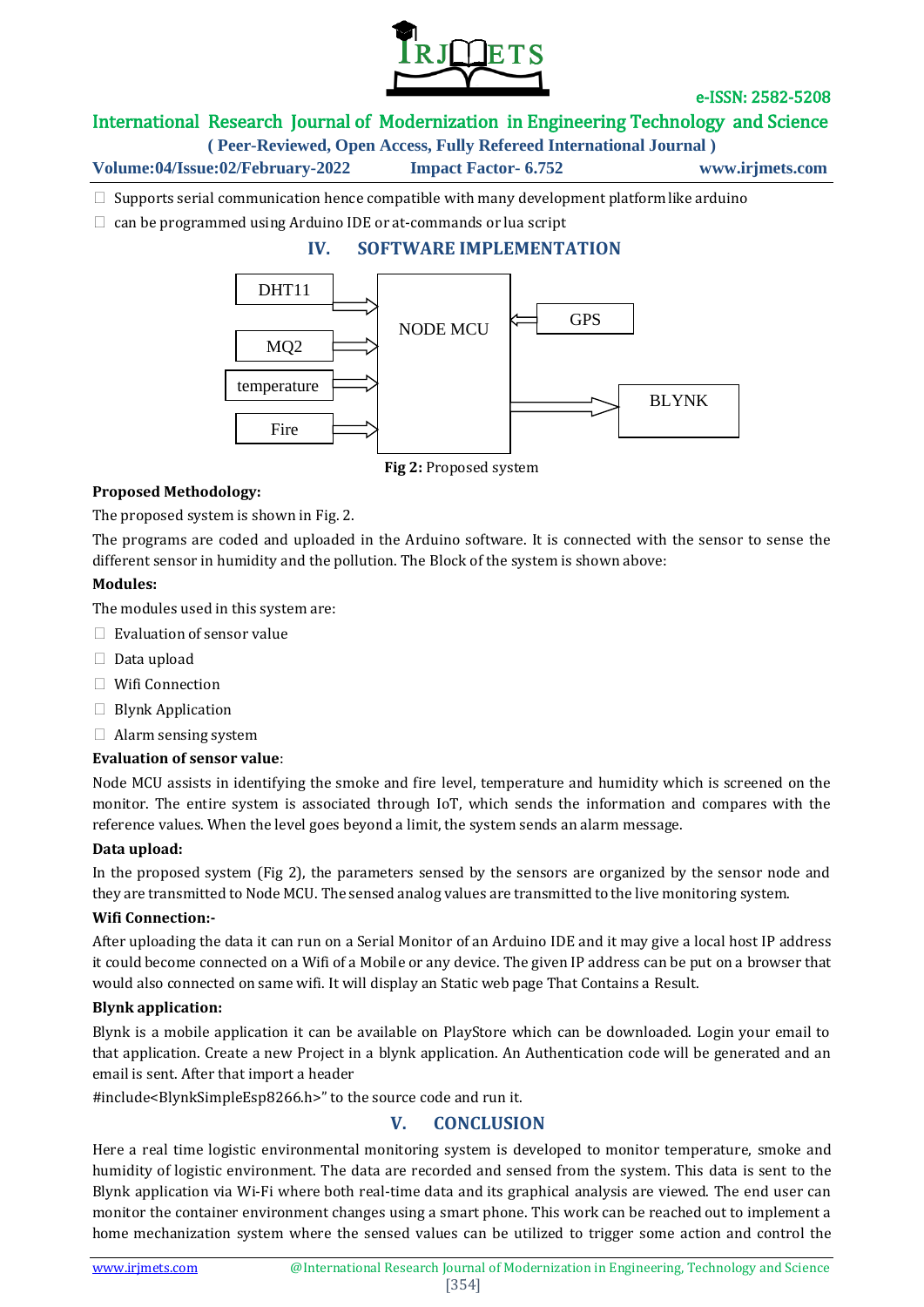- Supports serial communication hence compatible with many development platform like arduino
- can be programmed using Arduino IDE or at-commands or lua script

## IV. SOFTWARE IMPLEMENTATION

DHT11 → NODE MCU
MQ2 → NODE MCU
temperature → NODE MCU
Fire → NODE MCU
GPS → NODE MCU
NODE MCU → BLYNK

**Fig 2:** Proposed system

**Proposed Methodology:**

The proposed system is shown in Fig. 2.

The programs are coded and uploaded in the Arduino software. It is connected with the sensor to sense the different sensor in humidity and the pollution. The Block of the system is shown above:

**Modules:**

The modules used in this system are:

- Evaluation of sensor value
- Data upload
- Wifi Connection
- Blynk Application
- Alarm sensing system

**Evaluation of sensor value**:

Node MCU assists in identifying the smoke and fire level, temperature and humidity which is screened on the monitor. The entire system is associated through IoT, which sends the information and compares with the reference values. When the level goes beyond a limit, the system sends an alarm message.

**Data upload:**

In the proposed system (Fig 2), the parameters sensed by the sensors are organized by the sensor node and they are transmitted to Node MCU. The sensed analog values are transmitted to the live monitoring system.

**Wifi Connection:-**

After uploading the data it can run on a Serial Monitor of an Arduino IDE and it may give a local host IP address it could become connected on a Wifi of a Mobile or any device. The given IP address can be put on a browser that would also connected on same wifi. It will display an Static web page That Contains a Result.

**Blynk application:**

Blynk is a mobile application it can be available on PlayStore which can be downloaded. Login your email to that application. Create a new Project in a blynk application. An Authentication code will be generated and an email is sent. After that import a header

#include<BlynkSimpleEsp8266.h>" to the source code and run it.

## V. CONCLUSION

Here a real time logistic environmental monitoring system is developed to monitor temperature, smoke and humidity of logistic environment. The data are recorded and sensed from the system. This data is sent to the Blynk application via Wi-Fi where both real-time data and its graphical analysis are viewed. The end user can monitor the container environment changes using a smart phone. This work can be reached out to implement a home mechanization system where the sensed values can be utilized to trigger some action and control the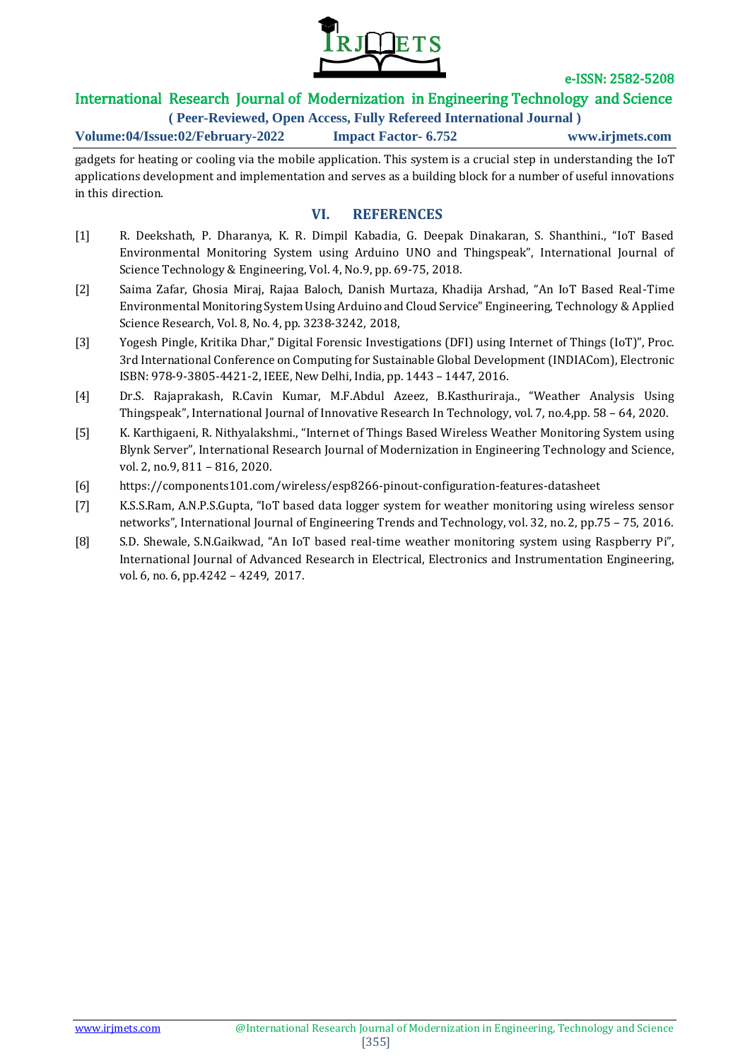gadgets for heating or cooling via the mobile application. This system is a crucial step in understanding the IoT applications development and implementation and serves as a building block for a number of useful innovations in this direction.

## VI. REFERENCES

[1] R. Deekshath, P. Dharanya, K. R. Dimpil Kabadia, G. Deepak Dinakaran, S. Shanthini., "IoT Based Environmental Monitoring System using Arduino UNO and Thingspeak", International Journal of Science Technology & Engineering, Vol. 4, No.9, pp. 69-75, 2018.

[2] Saima Zafar, Ghosia Miraj, Rajaa Baloch, Danish Murtaza, Khadija Arshad, "An IoT Based Real-Time Environmental Monitoring System Using Arduino and Cloud Service" Engineering, Technology & Applied Science Research, Vol. 8, No. 4, pp. 3238-3242, 2018,

[3] Yogesh Pingle, Kritika Dhar," Digital Forensic Investigations (DFI) using Internet of Things (IoT)", Proc. 3rd International Conference on Computing for Sustainable Global Development (INDIACom), Electronic ISBN: 978-9-3805-4421-2, IEEE, New Delhi, India, pp. 1443 – 1447, 2016.

[4] Dr.S. Rajaprakash, R.Cavin Kumar, M.F.Abdul Azeez, B.Kasthuriraja., "Weather Analysis Using Thingspeak", International Journal of Innovative Research In Technology, vol. 7, no.4,pp. 58 – 64, 2020.

[5] K. Karthigaeni, R. Nithyalakshmi., "Internet of Things Based Wireless Weather Monitoring System using Blynk Server", International Research Journal of Modernization in Engineering Technology and Science, vol. 2, no.9, 811 – 816, 2020.

[6] https://components101.com/wireless/esp8266-pinout-configuration-features-datasheet

[7] K.S.S.Ram, A.N.P.S.Gupta, "IoT based data logger system for weather monitoring using wireless sensor networks", International Journal of Engineering Trends and Technology, vol. 32, no. 2, pp.75 – 75, 2016.

[8] S.D. Shewale, S.N.Gaikwad, "An IoT based real-time weather monitoring system using Raspberry Pi", International Journal of Advanced Research in Electrical, Electronics and Instrumentation Engineering, vol. 6, no. 6, pp.4242 – 4249, 2017.